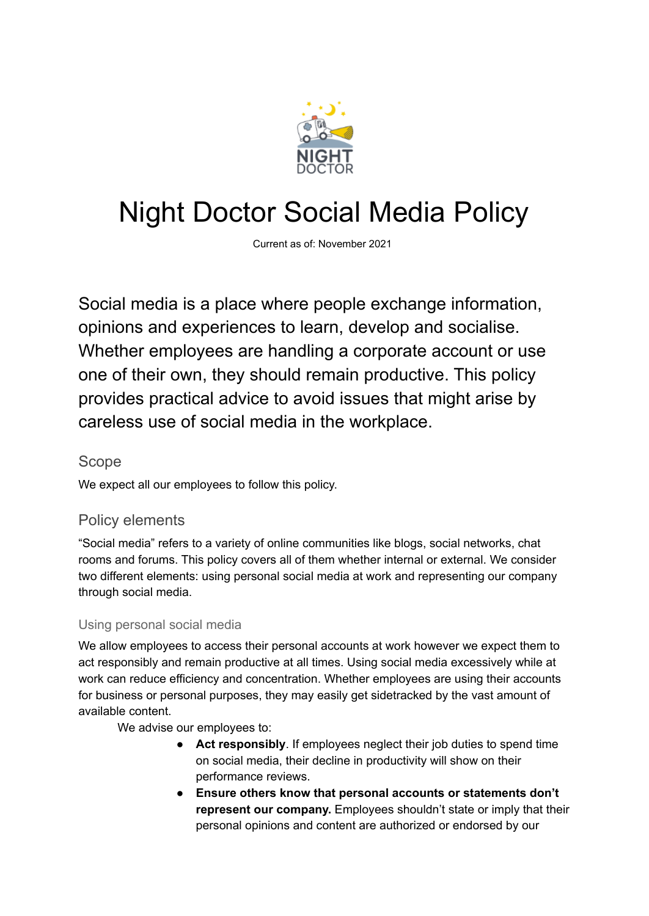# Night Doctor Social Media Policy

Current as of: November 2021

Social media is a place where people exchange information, opinions and experiences to learn, develop and socialise. Whether employees are handling a corporate account or use one of their own, they should remain productive. This policy provides practical advice to avoid issues that might arise by careless use of social media in the workplace.

## Scope

We expect all our employees to follow this policy.

## Policy elements

"Social media" refers to a variety of online communities like blogs, social networks, chat rooms and forums. This policy covers all of them whether internal or external. We consider two different elements: using personal social media at work and representing our company through social media.

### Using personal social media

We allow employees to access their personal accounts at work however we expect them to act responsibly and remain productive at all times. Using social media excessively while at work can reduce efficiency and concentration. Whether employees are using their accounts for business or personal purposes, they may easily get sidetracked by the vast amount of available content.

We advise our employees to:

- **Act responsibly**. If employees neglect their job duties to spend time on social media, their decline in productivity will show on their performance reviews.
- **Ensure others know that personal accounts or statements don't represent our company.** Employees shouldn't state or imply that their personal opinions and content are authorized or endorsed by our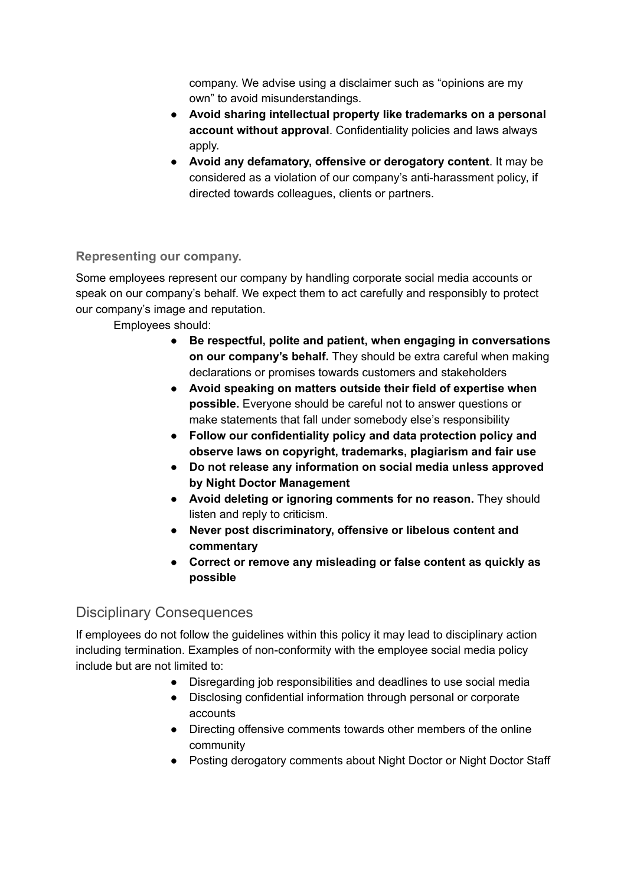company. We advise using a disclaimer such as "opinions are my own" to avoid misunderstandings.

- **Avoid sharing intellectual property like trademarks on a personal account without approval**. Confidentiality policies and laws always apply.
- **Avoid any defamatory, offensive or derogatory content**. It may be considered as a violation of our company's anti-harassment policy, if directed towards colleagues, clients or partners.

### Representing our company.

Some employees represent our company by handling corporate social media accounts or speak on our company's behalf. We expect them to act carefully and responsibly to protect our company's image and reputation.

Employees should:

- **Be respectful, polite and patient, when engaging in conversations on our company's behalf.** They should be extra careful when making declarations or promises towards customers and stakeholders
- **Avoid speaking on matters outside their field of expertise when possible.** Everyone should be careful not to answer questions or make statements that fall under somebody else's responsibility
- **Follow our confidentiality policy and data protection policy and observe laws on copyright, trademarks, plagiarism and fair use**
- **Do not release any information on social media unless approved by Night Doctor Management**
- **Avoid deleting or ignoring comments for no reason.** They should listen and reply to criticism.
- **Never post discriminatory, offensive or libelous content and commentary**
- **Correct or remove any misleading or false content as quickly as possible**

## Disciplinary Consequences

If employees do not follow the guidelines within this policy it may lead to disciplinary action including termination. Examples of non-conformity with the employee social media policy include but are not limited to:

- Disregarding job responsibilities and deadlines to use social media
- Disclosing confidential information through personal or corporate accounts
- Directing offensive comments towards other members of the online community
- Posting derogatory comments about Night Doctor or Night Doctor Staff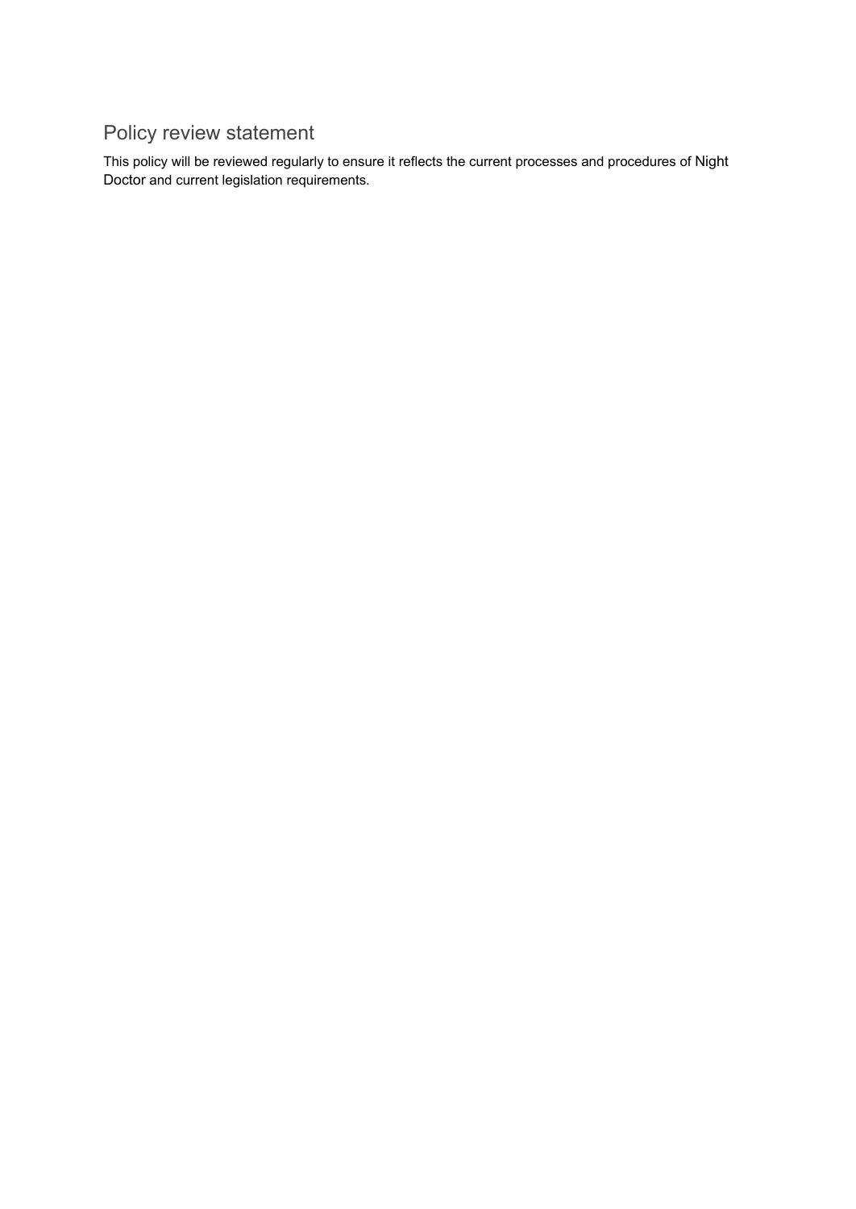## Policy review statement

This policy will be reviewed regularly to ensure it reflects the current processes and procedures of Night Doctor and current legislation requirements.